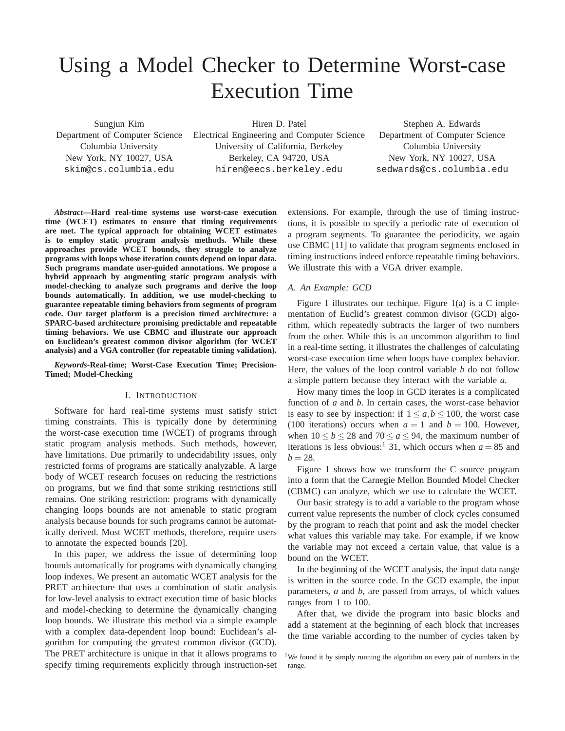# Using a Model Checker to Determine Worst-case Execution Time

Sungjun Kim
Department of Computer Science
Columbia University
New York, NY 10027, USA
skim@cs.columbia.edu

Hiren D. Patel
Electrical Engineering and Computer Science
University of California, Berkeley
Berkeley, CA 94720, USA
hiren@eecs.berkeley.edu

Stephen A. Edwards
Department of Computer Science
Columbia University
New York, NY 10027, USA
sedwards@cs.columbia.edu

***Abstract*—Hard real-time systems use worst-case execution time (WCET) estimates to ensure that timing requirements are met. The typical approach for obtaining WCET estimates is to employ static program analysis methods. While these approaches provide WCET bounds, they struggle to analyze programs with loops whose iteration counts depend on input data. Such programs mandate user-guided annotations. We propose a hybrid approach by augmenting static program analysis with model-checking to analyze such programs and derive the loop bounds automatically. In addition, we use model-checking to guarantee repeatable timing behaviors from segments of program code. Our target platform is a precision timed architecture: a SPARC-based architecture promising predictable and repeatable timing behaviors. We use CBMC and illustrate our approach on Euclidean's greatest common divisor algorithm (for WCET analysis) and a VGA controller (for repeatable timing validation).**

***Keywords*-Real-time; Worst-Case Execution Time; Precision-Timed; Model-Checking**

## I. Introduction

Software for hard real-time systems must satisfy strict timing constraints. This is typically done by determining the worst-case execution time (WCET) of programs through static program analysis methods. Such methods, however, have limitations. Due primarily to undecidability issues, only restricted forms of programs are statically analyzable. A large body of WCET research focuses on reducing the restrictions on programs, but we find that some striking restrictions still remains. One striking restriction: programs with dynamically changing loops bounds are not amenable to static program analysis because bounds for such programs cannot be automatically derived. Most WCET methods, therefore, require users to annotate the expected bounds [20].

In this paper, we address the issue of determining loop bounds automatically for programs with dynamically changing loop indexes. We present an automatic WCET analysis for the PRET architecture that uses a combination of static analysis for low-level analysis to extract execution time of basic blocks and model-checking to determine the dynamically changing loop bounds. We illustrate this method via a simple example with a complex data-dependent loop bound: Euclidean's algorithm for computing the greatest common divisor (GCD). The PRET architecture is unique in that it allows programs to specify timing requirements explicitly through instruction-set extensions. For example, through the use of timing instructions, it is possible to specify a periodic rate of execution of a program segments. To guarantee the periodicity, we again use CBMC [11] to validate that program segments enclosed in timing instructions indeed enforce repeatable timing behaviors. We illustrate this with a VGA driver example.

### A. An Example: GCD

Figure 1 illustrates our techique. Figure 1(a) is a C implementation of Euclid's greatest common divisor (GCD) algorithm, which repeatedly subtracts the larger of two numbers from the other. While this is an uncommon algorithm to find in a real-time setting, it illustrates the challenges of calculating worst-case execution time when loops have complex behavior. Here, the values of the loop control variable $b$ do not follow a simple pattern because they interact with the variable $a$.

How many times the loop in GCD iterates is a complicated function of $a$ and $b$. In certain cases, the worst-case behavior is easy to see by inspection: if $1 \leq a, b \leq 100$, the worst case (100 iterations) occurs when $a = 1$ and $b = 100$. However, when $10 \leq b \leq 28$ and $70 \leq a \leq 94$, the maximum number of iterations is less obvious:[1] 31, which occurs when $a = 85$ and $b = 28$.

Figure 1 shows how we transform the C source program into a form that the Carnegie Mellon Bounded Model Checker (CBMC) can analyze, which we use to calculate the WCET.

Our basic strategy is to add a variable to the program whose current value represents the number of clock cycles consumed by the program to reach that point and ask the model checker what values this variable may take. For example, if we know the variable may not exceed a certain value, that value is a bound on the WCET.

In the beginning of the WCET analysis, the input data range is written in the source code. In the GCD example, the input parameters, $a$ and $b$, are passed from arrays, of which values ranges from 1 to 100.

After that, we divide the program into basic blocks and add a statement at the beginning of each block that increases the time variable according to the number of cycles taken by

[1] We found it by simply running the algorithm on every pair of numbers in the range.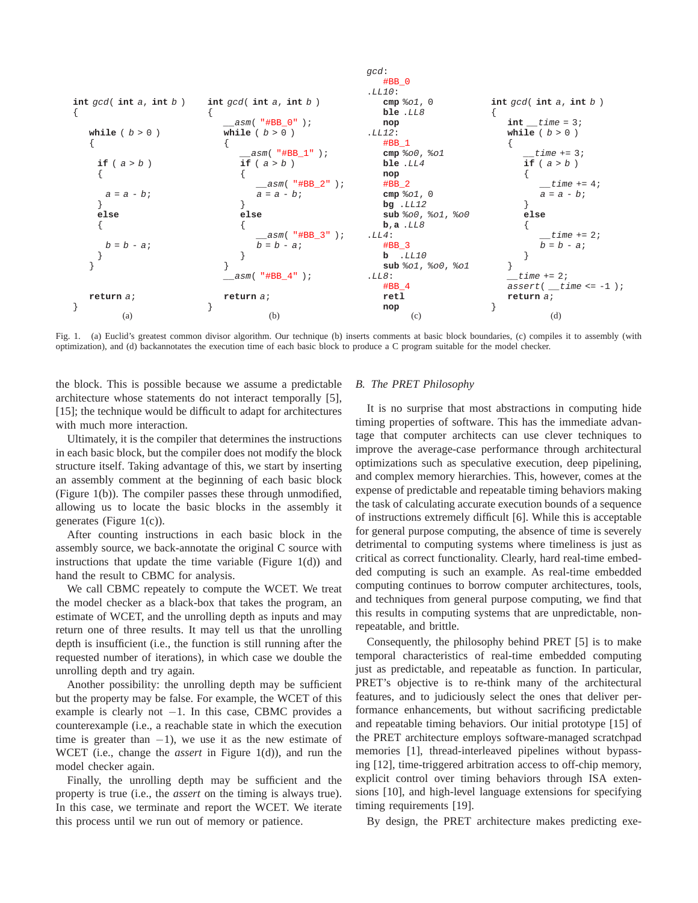```c
int gcd( int a, int b )
{
   while ( b > 0 )
   {
     if ( a > b )
     {
       a = a - b;
     }
     else
     {
       b = b - a;
     }
   }

   return a;
}
```

(a)

```c
int gcd( int a, int b )
{
   __asm( "#BB_0" );
   while ( b > 0 )
   {
      __asm( "#BB_1" );
      if ( a > b )
      {
         __asm( "#BB_2" );
         a = a - b;
      }
      else
      {
         __asm( "#BB_3" );
         b = b - a;
      }
   }
   __asm( "#BB_4" );

   return a;
}
```

(b)

```
gcd:
    #BB_0
.LL10:
    cmp %o1, 0
    ble .LL8
    nop
.LL12:
    #BB_1
    cmp %o0, %o1
    ble .LL4
    nop
    #BB_2
    cmp %o1, 0
    bg .LL12
    sub %o0, %o1, %o0
    b,a .LL8
.LL4:
    #BB_3
    b   .LL10
    sub %o1, %o0, %o1
.LL8:
    #BB_4
    retl
    nop
```

(c)

```c
int gcd( int a, int b )
{
   int __time = 3;
   while ( b > 0 )
   {
      __time += 3;
      if ( a > b )
      {
         __time += 4;
         a = a - b;
      }
      else
      {
         __time += 2;
         b = b - a;
      }
   }
   __time += 2;
   assert( __time <= -1 );
   return a;
}
```

(d)

Fig. 1. (a) Euclid's greatest common divisor algorithm. Our technique (b) inserts comments at basic block boundaries, (c) compiles it to assembly (with optimization), and (d) backannotates the execution time of each basic block to produce a C program suitable for the model checker.

the block. This is possible because we assume a predictable architecture whose statements do not interact temporally [5], [15]; the technique would be difficult to adapt for architectures with much more interaction.

Ultimately, it is the compiler that determines the instructions in each basic block, but the compiler does not modify the block structure itself. Taking advantage of this, we start by inserting an assembly comment at the beginning of each basic block (Figure 1(b)). The compiler passes these through unmodified, allowing us to locate the basic blocks in the assembly it generates (Figure 1(c)).

After counting instructions in each basic block in the assembly source, we back-annotate the original C source with instructions that update the time variable (Figure 1(d)) and hand the result to CBMC for analysis.

We call CBMC repeatedly to compute the WCET. We treat the model checker as a black-box that takes the program, an estimate of WCET, and the unrolling depth as inputs and may return one of three results. It may tell us that the unrolling depth is insufficient (i.e., the function is still running after the requested number of iterations), in which case we double the unrolling depth and try again.

Another possibility: the unrolling depth may be sufficient but the property may be false. For example, the WCET of this example is clearly not $-1$. In this case, CBMC provides a counterexample (i.e., a reachable state in which the execution time is greater than $-1$), we use it as the new estimate of WCET (i.e., change the *assert* in Figure 1(d)), and run the model checker again.

Finally, the unrolling depth may be sufficient and the property is true (i.e., the *assert* on the timing is always true). In this case, we terminate and report the WCET. We iterate this process until we run out of memory or patience.

### B. The PRET Philosophy

It is no surprise that most abstractions in computing hide timing properties of software. This has the immediate advantage that computer architects can use clever techniques to improve the average-case performance through architectural optimizations such as speculative execution, deep pipelining, and complex memory hierarchies. This, however, comes at the expense of predictable and repeatable timing behaviors making the task of calculating accurate execution bounds of a sequence of instructions extremely difficult [6]. While this is acceptable for general purpose computing, the absence of time is severely detrimental to computing systems where timeliness is just as critical as correct functionality. Clearly, hard real-time embedded computing is such an example. As real-time embedded computing continues to borrow computer architectures, tools, and techniques from general purpose computing, we find that this results in computing systems that are unpredictable, non-repeatable, and brittle.

Consequently, the philosophy behind PRET [5] is to make temporal characteristics of real-time embedded computing just as predictable, and repeatable as function. In particular, PRET's objective is to re-think many of the architectural features, and to judiciously select the ones that deliver performance enhancements, but without sacrificing predictable and repeatable timing behaviors. Our initial prototype [15] of the PRET architecture employs software-managed scratchpad memories [1], thread-interleaved pipelines without bypassing [12], time-triggered arbitration access to off-chip memory, explicit control over timing behaviors through ISA extensions [10], and high-level language extensions for specifying timing requirements [19].

By design, the PRET architecture makes predicting exe-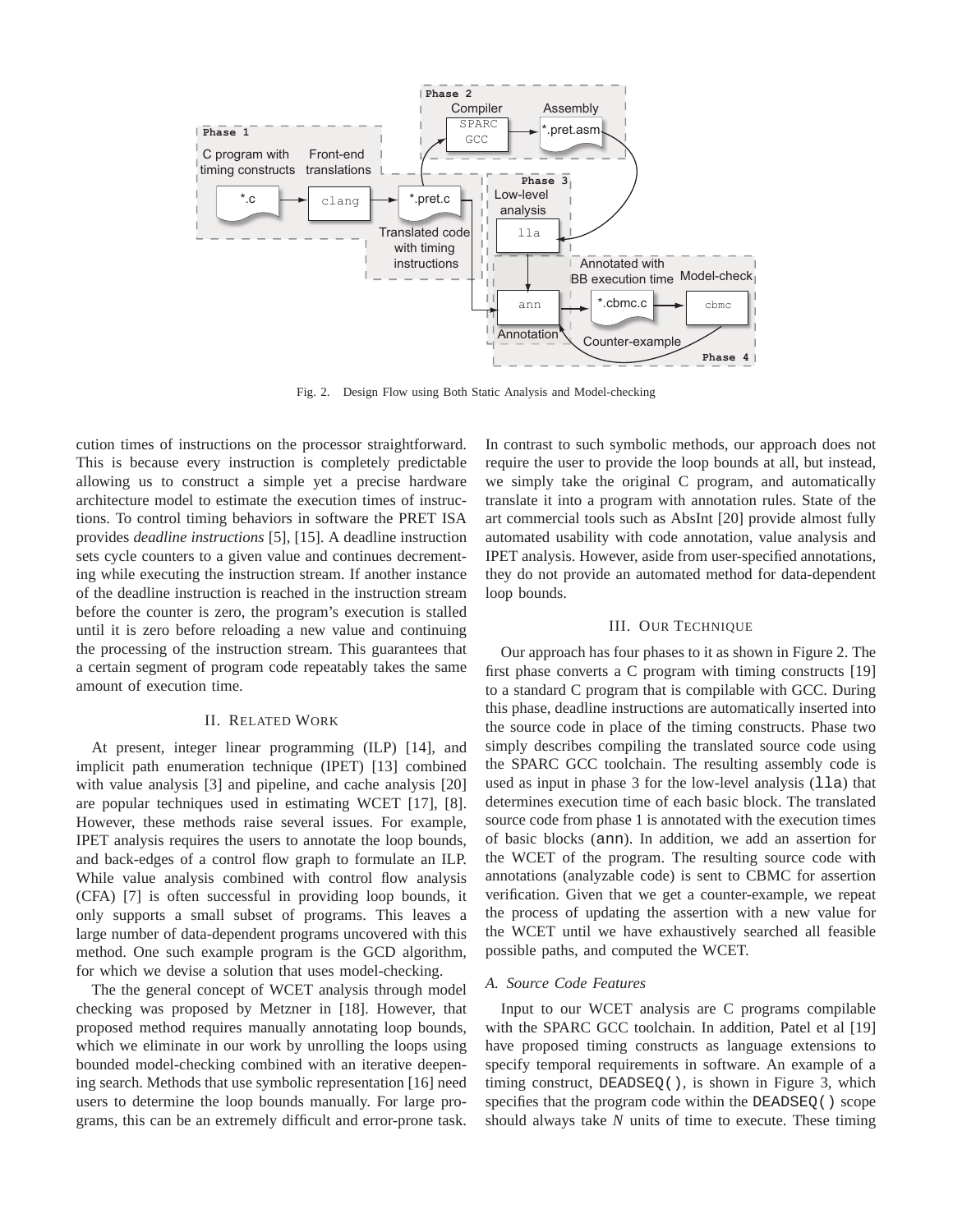Fig. 2. Design Flow using Both Static Analysis and Model-checking

cution times of instructions on the processor straightforward. This is because every instruction is completely predictable allowing us to construct a simple yet a precise hardware architecture model to estimate the execution times of instructions. To control timing behaviors in software the PRET ISA provides *deadline instructions* [5], [15]. A deadline instruction sets cycle counters to a given value and continues decrementing while executing the instruction stream. If another instance of the deadline instruction is reached in the instruction stream before the counter is zero, the program's execution is stalled until it is zero before reloading a new value and continuing the processing of the instruction stream. This guarantees that a certain segment of program code repeatably takes the same amount of execution time.

## II. Related Work

At present, integer linear programming (ILP) [14], and implicit path enumeration technique (IPET) [13] combined with value analysis [3] and pipeline, and cache analysis [20] are popular techniques used in estimating WCET [17], [8]. However, these methods raise several issues. For example, IPET analysis requires the users to annotate the loop bounds, and back-edges of a control flow graph to formulate an ILP. While value analysis combined with control flow analysis (CFA) [7] is often successful in providing loop bounds, it only supports a small subset of programs. This leaves a large number of data-dependent programs uncovered with this method. One such example program is the GCD algorithm, for which we devise a solution that uses model-checking.

The the general concept of WCET analysis through model checking was proposed by Metzner in [18]. However, that proposed method requires manually annotating loop bounds, which we eliminate in our work by unrolling the loops using bounded model-checking combined with an iterative deepening search. Methods that use symbolic representation [16] need users to determine the loop bounds manually. For large programs, this can be an extremely difficult and error-prone task. In contrast to such symbolic methods, our approach does not require the user to provide the loop bounds at all, but instead, we simply take the original C program, and automatically translate it into a program with annotation rules. State of the art commercial tools such as AbsInt [20] provide almost fully automated usability with code annotation, value analysis and IPET analysis. However, aside from user-specified annotations, they do not provide an automated method for data-dependent loop bounds.

## III. Our Technique

Our approach has four phases to it as shown in Figure 2. The first phase converts a C program with timing constructs [19] to a standard C program that is compilable with GCC. During this phase, deadline instructions are automatically inserted into the source code in place of the timing constructs. Phase two simply describes compiling the translated source code using the SPARC GCC toolchain. The resulting assembly code is used as input in phase 3 for the low-level analysis (`lla`) that determines execution time of each basic block. The translated source code from phase 1 is annotated with the execution times of basic blocks (`ann`). In addition, we add an assertion for the WCET of the program. The resulting source code with annotations (analyzable code) is sent to CBMC for assertion verification. Given that we get a counter-example, we repeat the process of updating the assertion with a new value for the WCET until we have exhaustively searched all feasible possible paths, and computed the WCET.

### A. Source Code Features

Input to our WCET analysis are C programs compilable with the SPARC GCC toolchain. In addition, Patel et al [19] have proposed timing constructs as language extensions to specify temporal requirements in software. An example of a timing construct, `DEADSEQ()`, is shown in Figure 3, which specifies that the program code within the `DEADSEQ()` scope should always take *N* units of time to execute. These timing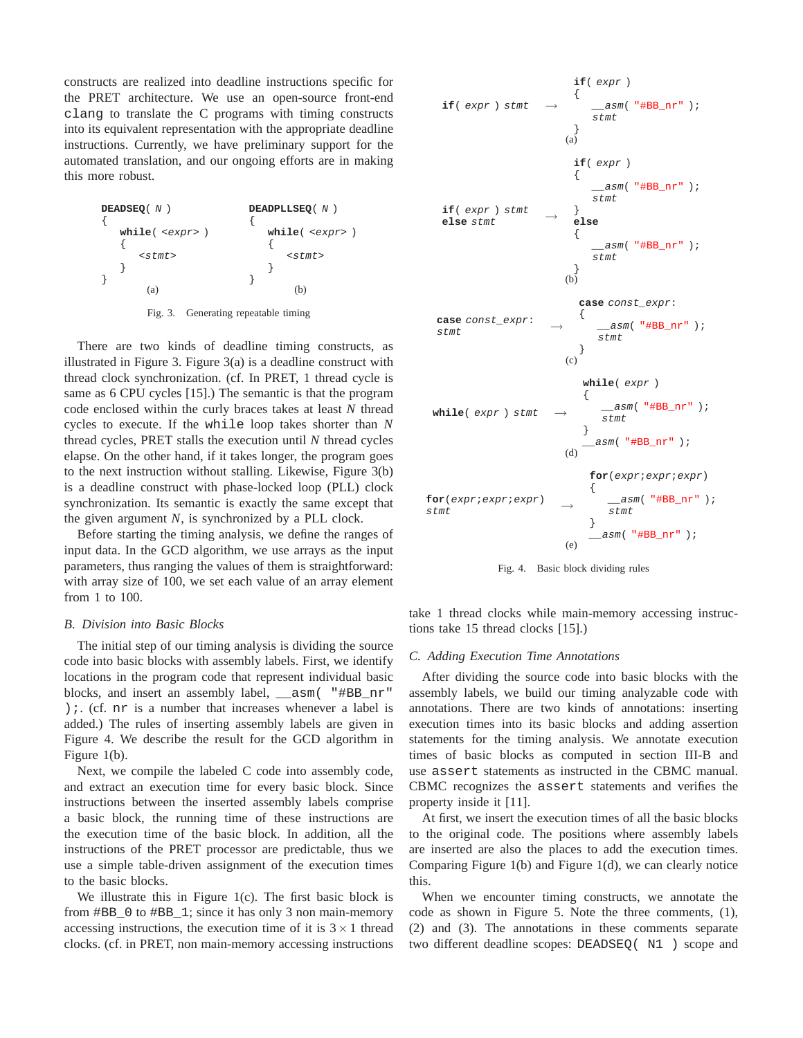constructs are realized into deadline instructions specific for the PRET architecture. We use an open-source front-end `clang` to translate the C programs with timing constructs into its equivalent representation with the appropriate deadline instructions. Currently, we have preliminary support for the automated translation, and our ongoing efforts are in making this more robust.

```
DEADSEQ( N )                    DEADPLLSEQ( N )
{                               {
   while( <expr> )                 while( <expr> )
   {                               {
      <stmt>                          <stmt>
   }                               }
}                               }
         (a)                             (b)
```

Fig. 3. Generating repeatable timing

There are two kinds of deadline timing constructs, as illustrated in Figure 3. Figure 3(a) is a deadline construct with thread clock synchronization. (cf. In PRET, 1 thread cycle is same as 6 CPU cycles [15].) The semantic is that the program code enclosed within the curly braces takes at least $N$ thread cycles to execute. If the `while` loop takes shorter than $N$ thread cycles, PRET stalls the execution until $N$ thread cycles elapse. On the other hand, if it takes longer, the program goes to the next instruction without stalling. Likewise, Figure 3(b) is a deadline construct with phase-locked loop (PLL) clock synchronization. Its semantic is exactly the same except that the given argument $N$, is synchronized by a PLL clock.

Before starting the timing analysis, we define the ranges of input data. In the GCD algorithm, we use arrays as the input parameters, thus ranging the values of them is straightforward: with array size of 100, we set each value of an array element from 1 to 100.

### B. Division into Basic Blocks

The initial step of our timing analysis is dividing the source code into basic blocks with assembly labels. First, we identify locations in the program code that represent individual basic blocks, and insert an assembly label, `__asm( "#BB_nr" );`. (cf. `nr` is a number that increases whenever a label is added.) The rules of inserting assembly labels are given in Figure 4. We describe the result for the GCD algorithm in Figure 1(b).

Next, we compile the labeled C code into assembly code, and extract an execution time for every basic block. Since instructions between the inserted assembly labels comprise a basic block, the running time of these instructions are the execution time of the basic block. In addition, all the instructions of the PRET processor are predictable, thus we use a simple table-driven assignment of the execution times to the basic blocks.

We illustrate this in Figure 1(c). The first basic block is from `#BB_0` to `#BB_1`; since it has only 3 non main-memory accessing instructions, the execution time of it is $3 \times 1$ thread clocks. (cf. in PRET, non main-memory accessing instructions take 1 thread clocks while main-memory accessing instructions take 15 thread clocks [15].)

```
(a)
if( expr ) stmt        →    if( expr )
                            {
                               __asm( "#BB_nr" );
                               stmt
                            }

(b)
if( expr ) stmt        →    if( expr )
else stmt                   {
                               __asm( "#BB_nr" );
                               stmt
                            }
                            else
                            {
                               __asm( "#BB_nr" );
                               stmt
                            }

(c)
case const_expr:       →    case const_expr:
stmt                        {
                               __asm( "#BB_nr" );
                               stmt
                            }

(d)
while( expr ) stmt     →    while( expr )
                            {
                               __asm( "#BB_nr" );
                               stmt
                            }
                            __asm( "#BB_nr" );

(e)
for(expr;expr;expr)    →    for(expr;expr;expr)
stmt                        {
                               __asm( "#BB_nr" );
                               stmt
                            }
                            __asm( "#BB_nr" );
```

Fig. 4. Basic block dividing rules

### C. Adding Execution Time Annotations

After dividing the source code into basic blocks with the assembly labels, we build our timing analyzable code with annotations. There are two kinds of annotations: inserting execution times into its basic blocks and adding assertion statements for the timing analysis. We annotate execution times of basic blocks as computed in section III-B and use `assert` statements as instructed in the CBMC manual. CBMC recognizes the `assert` statements and verifies the property inside it [11].

At first, we insert the execution times of all the basic blocks to the original code. The positions where assembly labels are inserted are also the places to add the execution times. Comparing Figure 1(b) and Figure 1(d), we can clearly notice this.

When we encounter timing constructs, we annotate the code as shown in Figure 5. Note the three comments, (1), (2) and (3). The annotations in these comments separate two different deadline scopes: `DEADSEQ( N1 )` scope and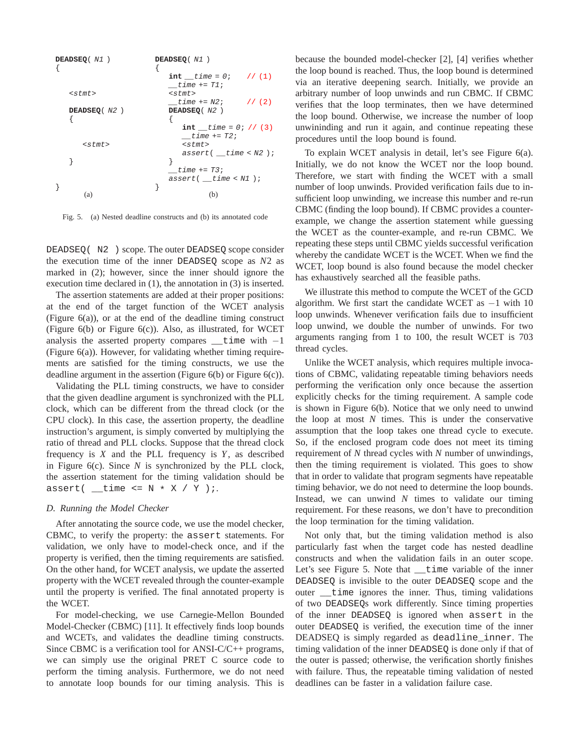```
DEADSEQ( N1 )                  DEADSEQ( N1 )
{                              {
                                 int __time = 0;    // (1)
                                 __time += T1;
  <stmt>                         <stmt>
                                 __time += N2;      // (2)
  DEADSEQ( N2 )                  DEADSEQ( N2 )
  {                              {
                                   int __time = 0; // (3)
                                   __time += T2;
    <stmt>                         <stmt>
                                   assert( __time < N2 );
  }                              }
                                 __time += T3;
                                 assert( __time < N1 );
}                              }
        (a)                                (b)
```

Fig. 5. (a) Nested deadline constructs and (b) its annotated code

DEADSEQ( N2 ) scope. The outer DEADSEQ scope consider the execution time of the inner DEADSEQ scope as $N2$ as marked in (2); however, since the inner should ignore the execution time declared in (1), the annotation in (3) is inserted.

The assertion statements are added at their proper positions: at the end of the target function of the WCET analysis (Figure 6(a)), or at the end of the deadline timing construct (Figure 6(b) or Figure 6(c)). Also, as illustrated, for WCET analysis the asserted property compares __time with $-1$ (Figure 6(a)). However, for validating whether timing requirements are satisfied for the timing constructs, we use the deadline argument in the assertion (Figure 6(b) or Figure 6(c)).

Validating the PLL timing constructs, we have to consider that the given deadline argument is synchronized with the PLL clock, which can be different from the thread clock (or the CPU clock). In this case, the assertion property, the deadline instruction's argument, is simply converted by multiplying the ratio of thread and PLL clocks. Suppose that the thread clock frequency is $X$ and the PLL frequency is $Y$, as described in Figure 6(c). Since $N$ is synchronized by the PLL clock, the assertion statement for the timing validation should be `assert( __time <= N * X / Y );`.

### D. Running the Model Checker

After annotating the source code, we use the model checker, CBMC, to verify the property: the assert statements. For validation, we only have to model-check once, and if the property is verified, then the timing requirements are satisfied. On the other hand, for WCET analysis, we update the asserted property with the WCET revealed through the counter-example until the property is verified. The final annotated property is the WCET.

For model-checking, we use Carnegie-Mellon Bounded Model-Checker (CBMC) [11]. It effectively finds loop bounds and WCETs, and validates the deadline timing constructs. Since CBMC is a verification tool for ANSI-C/C++ programs, we can simply use the original PRET C source code to perform the timing analysis. Furthermore, we do not need to annotate loop bounds for our timing analysis. This is because the bounded model-checker [2], [4] verifies whether the loop bound is reached. Thus, the loop bound is determined via an iterative deepening search. Initially, we provide an arbitrary number of loop unwinds and run CBMC. If CBMC verifies that the loop terminates, then we have determined the loop bound. Otherwise, we increase the number of loop unwininding and run it again, and continue repeating these procedures until the loop bound is found.

To explain WCET analysis in detail, let's see Figure 6(a). Initially, we do not know the WCET nor the loop bound. Therefore, we start with finding the WCET with a small number of loop unwinds. Provided verification fails due to insufficient loop unwinding, we increase this number and re-run CBMC (finding the loop bound). If CBMC provides a counter-example, we change the assertion statement while guessing the WCET as the counter-example, and re-run CBMC. We repeating these steps until CBMC yields successful verification whereby the candidate WCET is the WCET. When we find the WCET, loop bound is also found because the model checker has exhaustively searched all the feasible paths.

We illustrate this method to compute the WCET of the GCD algorithm. We first start the candidate WCET as $-1$ with 10 loop unwinds. Whenever verification fails due to insufficient loop unwind, we double the number of unwinds. For two arguments ranging from 1 to 100, the result WCET is 703 thread cycles.

Unlike the WCET analysis, which requires multiple invocations of CBMC, validating repeatable timing behaviors needs performing the verification only once because the assertion explicitly checks for the timing requirement. A sample code is shown in Figure 6(b). Notice that we only need to unwind the loop at most $N$ times. This is under the conservative assumption that the loop takes one thread cycle to execute. So, if the enclosed program code does not meet its timing requirement of $N$ thread cycles with $N$ number of unwindings, then the timing requirement is violated. This goes to show that in order to validate that program segments have repeatable timing behavior, we do not need to determine the loop bounds. Instead, we can unwind $N$ times to validate our timing requirement. For these reasons, we don't have to precondition the loop termination for the timing validation.

Not only that, but the timing validation method is also particularly fast when the target code has nested deadline constructs and when the validation fails in an outer scope. Let's see Figure 5. Note that __time variable of the inner DEADSEQ is invisible to the outer DEADSEQ scope and the outer __time ignores the inner. Thus, timing validations of two DEADSEQs work differently. Since timing properties of the inner DEADSEQ is ignored when assert in the outer DEADSEQ is verified, the execution time of the inner DEADSEQ is simply regarded as deadline_inner. The timing validation of the inner DEADSEQ is done only if that of the outer is passed; otherwise, the verification shortly finishes with failure. Thus, the repeatable timing validation of nested deadlines can be faster in a validation failure case.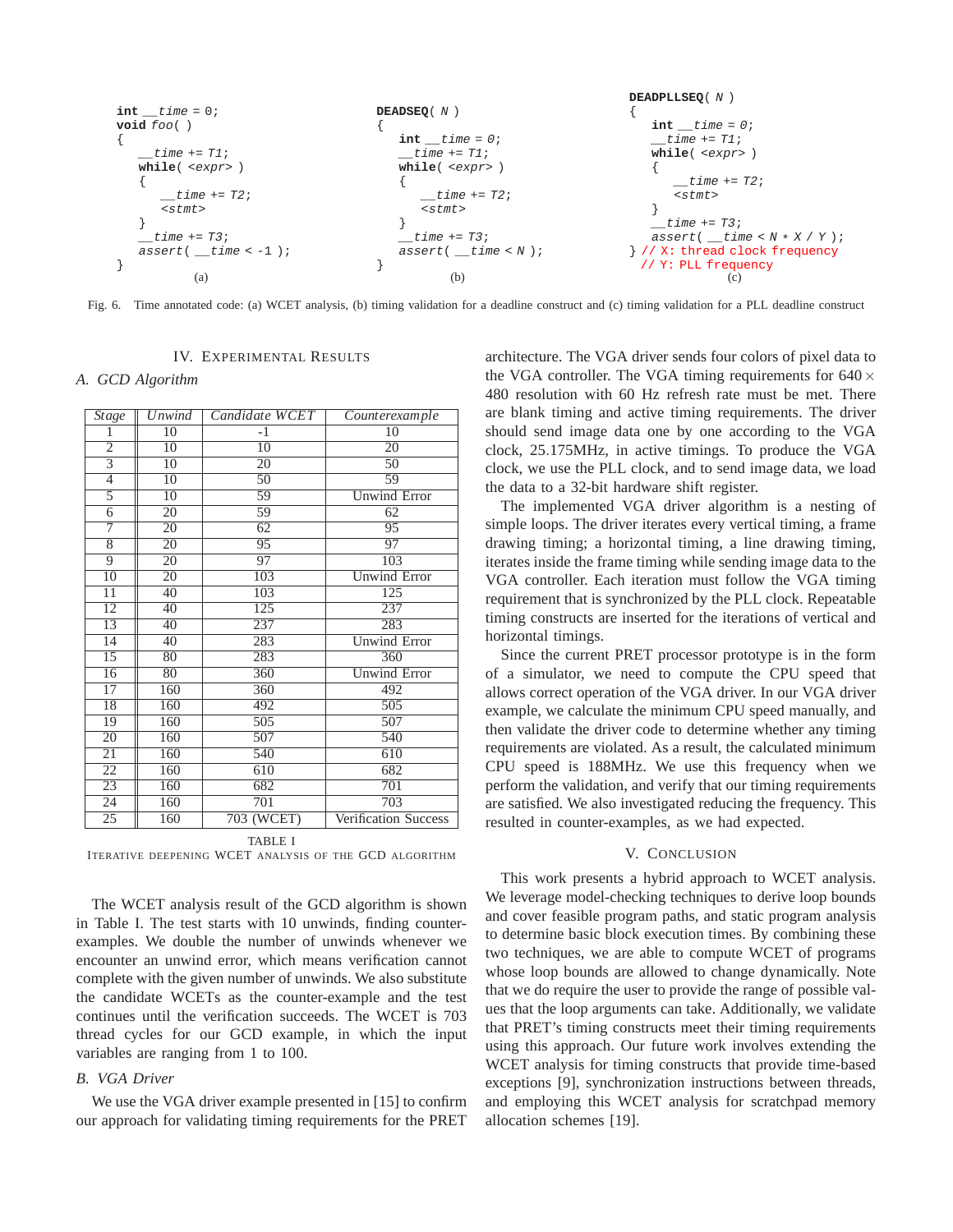```
int __time = 0;
void foo( )
{
    __time += T1;
    while( <expr> )
    {
        __time += T2;
        <stmt>
    }
    __time += T3;
    assert( __time < -1 );
}
```

(a)

```
DEADSEQ( N )
{
    int __time = 0;
    __time += T1;
    while( <expr> )
    {
        __time += T2;
        <stmt>
    }
    __time += T3;
    assert( __time < N );
}
```

(b)

```
DEADPLLSEQ( N )
{
    int __time = 0;
    __time += T1;
    while( <expr> )
    {
        __time += T2;
        <stmt>
    }
    __time += T3;
    assert( __time < N * X / Y );
} // X: thread clock frequency
  // Y: PLL frequency
```

(c)

Fig. 6. Time annotated code: (a) WCET analysis, (b) timing validation for a deadline construct and (c) timing validation for a PLL deadline construct

## IV. Experimental Results

### A. GCD Algorithm

| *Stage* | *Unwind* | *Candidate WCET* | *Counterexample* |
|---|---|---|---|
| 1 | 10 | -1 | 10 |
| 2 | 10 | 10 | 20 |
| 3 | 10 | 20 | 50 |
| 4 | 10 | 50 | 59 |
| 5 | 10 | 59 | Unwind Error |
| 6 | 20 | 59 | 62 |
| 7 | 20 | 62 | 95 |
| 8 | 20 | 95 | 97 |
| 9 | 20 | 97 | 103 |
| 10 | 20 | 103 | Unwind Error |
| 11 | 40 | 103 | 125 |
| 12 | 40 | 125 | 237 |
| 13 | 40 | 237 | 283 |
| 14 | 40 | 283 | Unwind Error |
| 15 | 80 | 283 | 360 |
| 16 | 80 | 360 | Unwind Error |
| 17 | 160 | 360 | 492 |
| 18 | 160 | 492 | 505 |
| 19 | 160 | 505 | 507 |
| 20 | 160 | 507 | 540 |
| 21 | 160 | 540 | 610 |
| 22 | 160 | 610 | 682 |
| 23 | 160 | 682 | 701 |
| 24 | 160 | 701 | 703 |
| 25 | 160 | 703 (WCET) | Verification Success |

TABLE I
Iterative deepening WCET analysis of the GCD algorithm

The WCET analysis result of the GCD algorithm is shown in Table I. The test starts with 10 unwinds, finding counter-examples. We double the number of unwinds whenever we encounter an unwind error, which means verification cannot complete with the given number of unwinds. We also substitute the candidate WCETs as the counter-example and the test continues until the verification succeeds. The WCET is 703 thread cycles for our GCD example, in which the input variables are ranging from 1 to 100.

### B. VGA Driver

We use the VGA driver example presented in [15] to confirm our approach for validating timing requirements for the PRET architecture. The VGA driver sends four colors of pixel data to the VGA controller. The VGA timing requirements for $640 \times 480$ resolution with 60 Hz refresh rate must be met. There are blank timing and active timing requirements. The driver should send image data one by one according to the VGA clock, 25.175MHz, in active timings. To produce the VGA clock, we use the PLL clock, and to send image data, we load the data to a 32-bit hardware shift register.

The implemented VGA driver algorithm is a nesting of simple loops. The driver iterates every vertical timing, a frame drawing timing; a horizontal timing, a line drawing timing, iterates inside the frame timing while sending image data to the VGA controller. Each iteration must follow the VGA timing requirement that is synchronized by the PLL clock. Repeatable timing constructs are inserted for the iterations of vertical and horizontal timings.

Since the current PRET processor prototype is in the form of a simulator, we need to compute the CPU speed that allows correct operation of the VGA driver. In our VGA driver example, we calculate the minimum CPU speed manually, and then validate the driver code to determine whether any timing requirements are violated. As a result, the calculated minimum CPU speed is 188MHz. We use this frequency when we perform the validation, and verify that our timing requirements are satisfied. We also investigated reducing the frequency. This resulted in counter-examples, as we had expected.

## V. Conclusion

This work presents a hybrid approach to WCET analysis. We leverage model-checking techniques to derive loop bounds and cover feasible program paths, and static program analysis to determine basic block execution times. By combining these two techniques, we are able to compute WCET of programs whose loop bounds are allowed to change dynamically. Note that we do require the user to provide the range of possible values that the loop arguments can take. Additionally, we validate that PRET's timing constructs meet their timing requirements using this approach. Our future work involves extending the WCET analysis for timing constructs that provide time-based exceptions [9], synchronization instructions between threads, and employing this WCET analysis for scratchpad memory allocation schemes [19].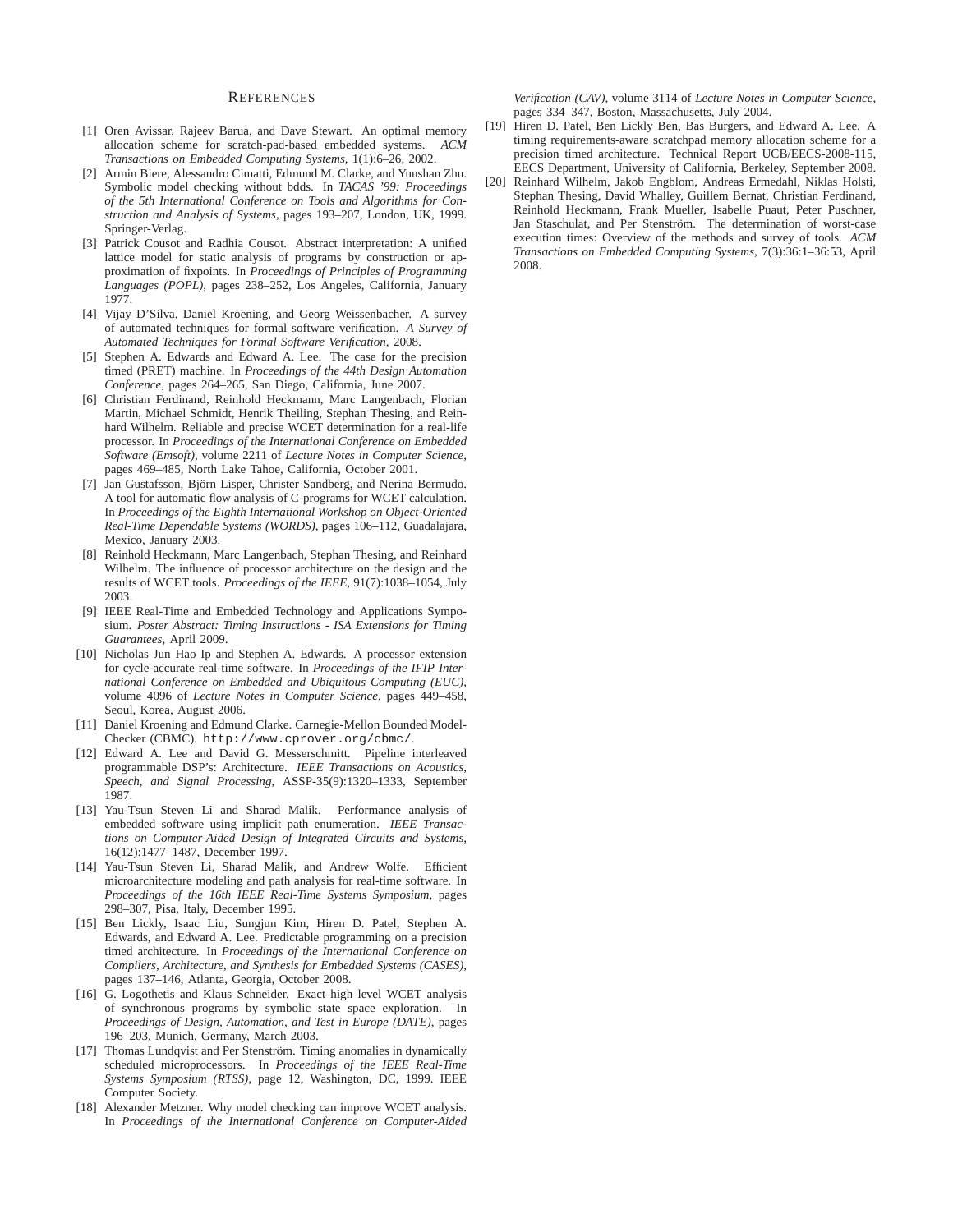## REFERENCES

[1] Oren Avissar, Rajeev Barua, and Dave Stewart. An optimal memory allocation scheme for scratch-pad-based embedded systems. *ACM Transactions on Embedded Computing Systems*, 1(1):6–26, 2002.

[2] Armin Biere, Alessandro Cimatti, Edmund M. Clarke, and Yunshan Zhu. Symbolic model checking without bdds. In *TACAS '99: Proceedings of the 5th International Conference on Tools and Algorithms for Construction and Analysis of Systems*, pages 193–207, London, UK, 1999. Springer-Verlag.

[3] Patrick Cousot and Radhia Cousot. Abstract interpretation: A unified lattice model for static analysis of programs by construction or approximation of fixpoints. In *Proceedings of Principles of Programming Languages (POPL)*, pages 238–252, Los Angeles, California, January 1977.

[4] Vijay D'Silva, Daniel Kroening, and Georg Weissenbacher. A survey of automated techniques for formal software verification. *A Survey of Automated Techniques for Formal Software Verification*, 2008.

[5] Stephen A. Edwards and Edward A. Lee. The case for the precision timed (PRET) machine. In *Proceedings of the 44th Design Automation Conference*, pages 264–265, San Diego, California, June 2007.

[6] Christian Ferdinand, Reinhold Heckmann, Marc Langenbach, Florian Martin, Michael Schmidt, Henrik Theiling, Stephan Thesing, and Reinhard Wilhelm. Reliable and precise WCET determination for a real-life processor. In *Proceedings of the International Conference on Embedded Software (Emsoft)*, volume 2211 of *Lecture Notes in Computer Science*, pages 469–485, North Lake Tahoe, California, October 2001.

[7] Jan Gustafsson, Björn Lisper, Christer Sandberg, and Nerina Bermudo. A tool for automatic flow analysis of C-programs for WCET calculation. In *Proceedings of the Eighth International Workshop on Object-Oriented Real-Time Dependable Systems (WORDS)*, pages 106–112, Guadalajara, Mexico, January 2003.

[8] Reinhold Heckmann, Marc Langenbach, Stephan Thesing, and Reinhard Wilhelm. The influence of processor architecture on the design and the results of WCET tools. *Proceedings of the IEEE*, 91(7):1038–1054, July 2003.

[9] IEEE Real-Time and Embedded Technology and Applications Symposium. *Poster Abstract: Timing Instructions - ISA Extensions for Timing Guarantees*, April 2009.

[10] Nicholas Jun Hao Ip and Stephen A. Edwards. A processor extension for cycle-accurate real-time software. In *Proceedings of the IFIP International Conference on Embedded and Ubiquitous Computing (EUC)*, volume 4096 of *Lecture Notes in Computer Science*, pages 449–458, Seoul, Korea, August 2006.

[11] Daniel Kroening and Edmund Clarke. Carnegie-Mellon Bounded Model-Checker (CBMC). `http://www.cprover.org/cbmc/`.

[12] Edward A. Lee and David G. Messerschmitt. Pipeline interleaved programmable DSP's: Architecture. *IEEE Transactions on Acoustics, Speech, and Signal Processing*, ASSP-35(9):1320–1333, September 1987.

[13] Yau-Tsun Steven Li and Sharad Malik. Performance analysis of embedded software using implicit path enumeration. *IEEE Transactions on Computer-Aided Design of Integrated Circuits and Systems*, 16(12):1477–1487, December 1997.

[14] Yau-Tsun Steven Li, Sharad Malik, and Andrew Wolfe. Efficient microarchitecture modeling and path analysis for real-time software. In *Proceedings of the 16th IEEE Real-Time Systems Symposium*, pages 298–307, Pisa, Italy, December 1995.

[15] Ben Lickly, Isaac Liu, Sungjun Kim, Hiren D. Patel, Stephen A. Edwards, and Edward A. Lee. Predictable programming on a precision timed architecture. In *Proceedings of the International Conference on Compilers, Architecture, and Synthesis for Embedded Systems (CASES)*, pages 137–146, Atlanta, Georgia, October 2008.

[16] G. Logothetis and Klaus Schneider. Exact high level WCET analysis of synchronous programs by symbolic state space exploration. In *Proceedings of Design, Automation, and Test in Europe (DATE)*, pages 196–203, Munich, Germany, March 2003.

[17] Thomas Lundqvist and Per Stenström. Timing anomalies in dynamically scheduled microprocessors. In *Proceedings of the IEEE Real-Time Systems Symposium (RTSS)*, page 12, Washington, DC, 1999. IEEE Computer Society.

[18] Alexander Metzner. Why model checking can improve WCET analysis. In *Proceedings of the International Conference on Computer-Aided Verification (CAV)*, volume 3114 of *Lecture Notes in Computer Science*, pages 334–347, Boston, Massachusetts, July 2004.

[19] Hiren D. Patel, Ben Lickly Ben, Bas Burgers, and Edward A. Lee. A timing requirements-aware scratchpad memory allocation scheme for a precision timed architecture. Technical Report UCB/EECS-2008-115, EECS Department, University of California, Berkeley, September 2008.

[20] Reinhard Wilhelm, Jakob Engblom, Andreas Ermedahl, Niklas Holsti, Stephan Thesing, David Whalley, Guillem Bernat, Christian Ferdinand, Reinhold Heckmann, Frank Mueller, Isabelle Puaut, Peter Puschner, Jan Staschulat, and Per Stenström. The determination of worst-case execution times: Overview of the methods and survey of tools. *ACM Transactions on Embedded Computing Systems*, 7(3):36:1–36:53, April 2008.